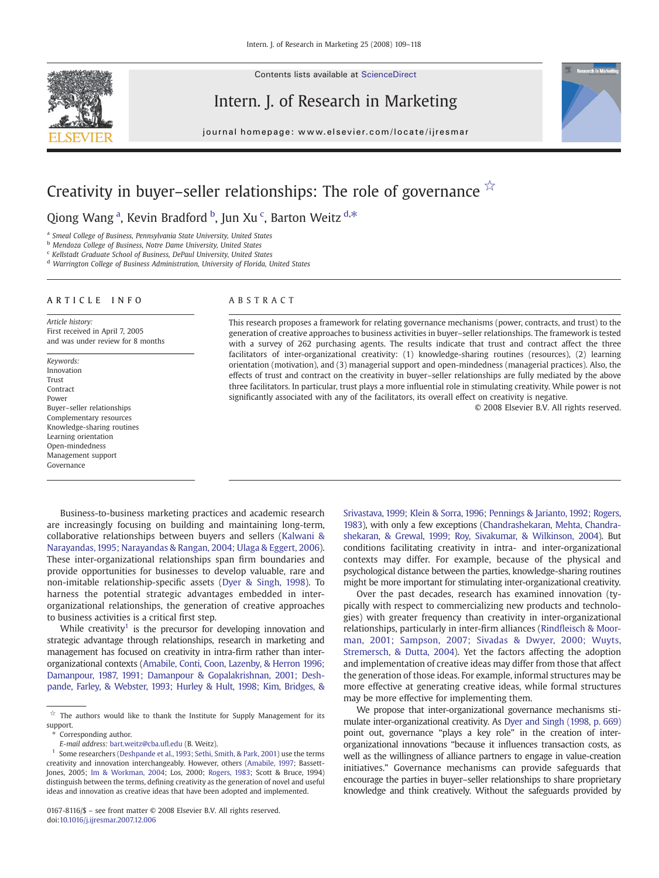Contents lists available at ScienceDirect

Intern. J. of Research in Marketing

journal homepage: www.elsevier.com/locate/ijresmar

# Creativity in buyer–seller relationships: The role of governance ☆

Qiong Wang [a], Kevin Bradford [b], Jun Xu [c], Barton Weitz [d,*]

[a] Smeal College of Business, Pennsylvania State University, United States
[b] Mendoza College of Business, Notre Dame University, United States
[c] Kellstadt Graduate School of Business, DePaul University, United States
[d] Warrington College of Business Administration, University of Florida, United States

## ARTICLE INFO

*Article history:*
First received in April 7, 2005
and was under review for 8 months

*Keywords:*
Innovation
Trust
Contract
Power
Buyer–seller relationships
Complementary resources
Knowledge-sharing routines
Learning orientation
Open-mindedness
Management support
Governance

## ABSTRACT

This research proposes a framework for relating governance mechanisms (power, contracts, and trust) to the generation of creative approaches to business activities in buyer–seller relationships. The framework is tested with a survey of 262 purchasing agents. The results indicate that trust and contract affect the three facilitators of inter-organizational creativity: (1) knowledge-sharing routines (resources), (2) learning orientation (motivation), and (3) managerial support and open-mindedness (managerial practices). Also, the effects of trust and contract on the creativity in buyer–seller relationships are fully mediated by the above three facilitators. In particular, trust plays a more influential role in stimulating creativity. While power is not significantly associated with any of the facilitators, its overall effect on creativity is negative.

© 2008 Elsevier B.V. All rights reserved.

Business-to-business marketing practices and academic research are increasingly focusing on building and maintaining long-term, collaborative relationships between buyers and sellers (Kalwani & Narayandas, 1995; Narayandas & Rangan, 2004; Ulaga & Eggert, 2006). These inter-organizational relationships span firm boundaries and provide opportunities for businesses to develop valuable, rare and non-imitable relationship-specific assets (Dyer & Singh, 1998). To harness the potential strategic advantages embedded in inter-organizational relationships, the generation of creative approaches to business activities is a critical first step.

While creativity[1] is the precursor for developing innovation and strategic advantage through relationships, research in marketing and management has focused on creativity in intra-firm rather than inter-organizational contexts (Amabile, Conti, Coon, Lazenby, & Herron 1996; Damanpour, 1987, 1991; Damanpour & Gopalakrishnan, 2001; Deshpande, Farley, & Webster, 1993; Hurley & Hult, 1998; Kim, Bridges, & Srivastava, 1999; Klein & Sorra, 1996; Pennings & Jarianto, 1992; Rogers, 1983), with only a few exceptions (Chandrashekaran, Mehta, Chandrashekaran, & Grewal, 1999; Roy, Sivakumar, & Wilkinson, 2004). But conditions facilitating creativity in intra- and inter-organizational contexts may differ. For example, because of the physical and psychological distance between the parties, knowledge-sharing routines might be more important for stimulating inter-organizational creativity.

Over the past decades, research has examined innovation (typically with respect to commercializing new products and technologies) with greater frequency than creativity in inter-organizational relationships, particularly in inter-firm alliances (Rindfleisch & Moorman, 2001; Sampson, 2007; Sivadas & Dwyer, 2000; Wuyts, Stremersch, & Dutta, 2004). Yet the factors affecting the adoption and implementation of creative ideas may differ from those that affect the generation of those ideas. For example, informal structures may be more effective at generating creative ideas, while formal structures may be more effective for implementing them.

We propose that inter-organizational governance mechanisms stimulate inter-organizational creativity. As Dyer and Singh (1998, p. 669) point out, governance "plays a key role" in the creation of inter-organizational innovations "because it influences transaction costs, as well as the willingness of alliance partners to engage in value-creation initiatives." Governance mechanisms can provide safeguards that encourage the parties in buyer–seller relationships to share proprietary knowledge and think creatively. Without the safeguards provided by

☆ The authors would like to thank the Institute for Supply Management for its support.

\* Corresponding author.
E-mail address: bart.weitz@cba.ufl.edu (B. Weitz).

[1] Some researchers (Deshpande et al., 1993; Sethi, Smith, & Park, 2001) use the terms creativity and innovation interchangeably. However, others (Amabile, 1997; Bassett-Jones, 2005; Im & Workman, 2004; Los, 2000; Rogers, 1983; Scott & Bruce, 1994) distinguish between the terms, defining creativity as the generation of novel and useful ideas and innovation as creative ideas that have been adopted and implemented.

0167-8116/$ – see front matter © 2008 Elsevier B.V. All rights reserved.
doi:10.1016/j.ijresmar.2007.12.006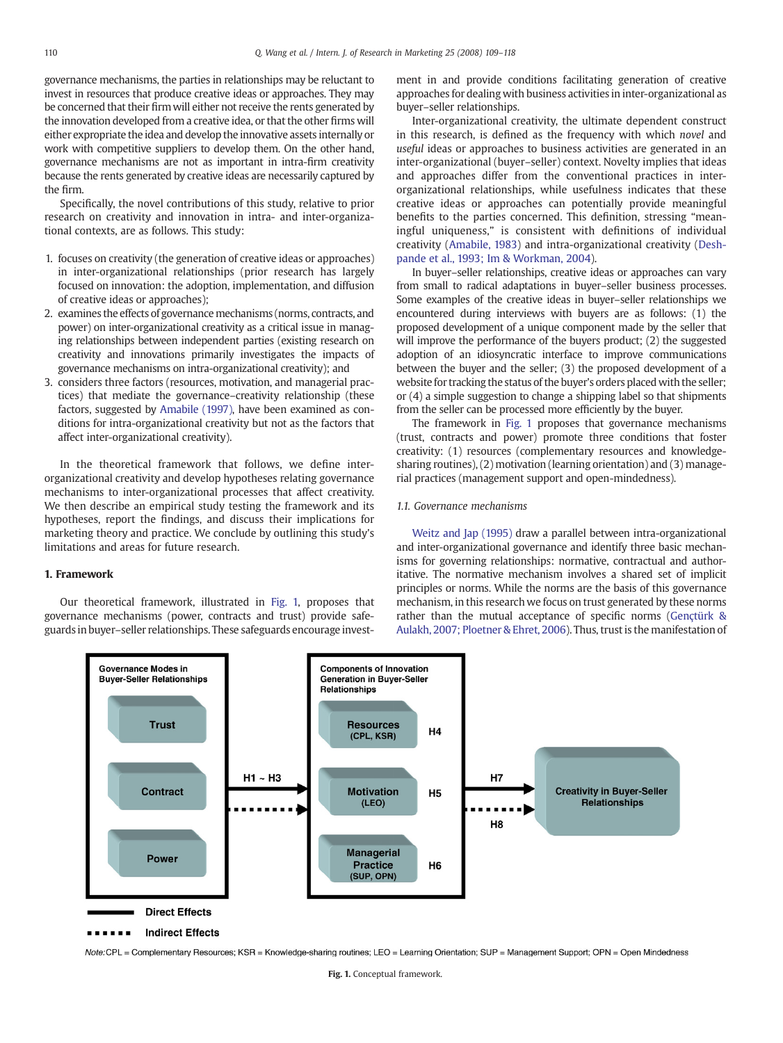governance mechanisms, the parties in relationships may be reluctant to invest in resources that produce creative ideas or approaches. They may be concerned that their firm will either not receive the rents generated by the innovation developed from a creative idea, or that the other firms will either expropriate the idea and develop the innovative assets internally or work with competitive suppliers to develop them. On the other hand, governance mechanisms are not as important in intra-firm creativity because the rents generated by creative ideas are necessarily captured by the firm.

Specifically, the novel contributions of this study, relative to prior research on creativity and innovation in intra- and inter-organizational contexts, are as follows. This study:

1. focuses on creativity (the generation of creative ideas or approaches) in inter-organizational relationships (prior research has largely focused on innovation: the adoption, implementation, and diffusion of creative ideas or approaches);
2. examines the effects of governance mechanisms (norms, contracts, and power) on inter-organizational creativity as a critical issue in managing relationships between independent parties (existing research on creativity and innovations primarily investigates the impacts of governance mechanisms on intra-organizational creativity); and
3. considers three factors (resources, motivation, and managerial practices) that mediate the governance–creativity relationship (these factors, suggested by Amabile (1997), have been examined as conditions for intra-organizational creativity but not as the factors that affect inter-organizational creativity).

In the theoretical framework that follows, we define inter-organizational creativity and develop hypotheses relating governance mechanisms to inter-organizational processes that affect creativity. We then describe an empirical study testing the framework and its hypotheses, report the findings, and discuss their implications for marketing theory and practice. We conclude by outlining this study's limitations and areas for future research.

## 1. Framework

Our theoretical framework, illustrated in Fig. 1, proposes that governance mechanisms (power, contracts and trust) provide safeguards in buyer–seller relationships. These safeguards encourage investment in and provide conditions facilitating generation of creative approaches for dealing with business activities in inter-organizational as buyer–seller relationships.

Inter-organizational creativity, the ultimate dependent construct in this research, is defined as the frequency with which *novel* and *useful* ideas or approaches to business activities are generated in an inter-organizational (buyer–seller) context. Novelty implies that ideas and approaches differ from the conventional practices in inter-organizational relationships, while usefulness indicates that these creative ideas or approaches can potentially provide meaningful benefits to the parties concerned. This definition, stressing "meaningful uniqueness," is consistent with definitions of individual creativity (Amabile, 1983) and intra-organizational creativity (Deshpande et al., 1993; Im & Workman, 2004).

In buyer–seller relationships, creative ideas or approaches can vary from small to radical adaptations in buyer–seller business processes. Some examples of the creative ideas in buyer–seller relationships we encountered during interviews with buyers are as follows: (1) the proposed development of a unique component made by the seller that will improve the performance of the buyers product; (2) the suggested adoption of an idiosyncratic interface to improve communications between the buyer and the seller; (3) the proposed development of a website for tracking the status of the buyer's orders placed with the seller; or (4) a simple suggestion to change a shipping label so that shipments from the seller can be processed more efficiently by the buyer.

The framework in Fig. 1 proposes that governance mechanisms (trust, contracts and power) promote three conditions that foster creativity: (1) resources (complementary resources and knowledge-sharing routines), (2) motivation (learning orientation) and (3) managerial practices (management support and open-mindedness).

### 1.1. Governance mechanisms

Weitz and Jap (1995) draw a parallel between intra-organizational and inter-organizational governance and identify three basic mechanisms for governing relationships: normative, contractual and authoritative. The normative mechanism involves a shared set of implicit principles or norms. While the norms are the basis of this governance mechanism, in this research we focus on trust generated by these norms rather than the mutual acceptance of specific norms (Gençtürk & Aulakh, 2007; Ploetner & Ehret, 2006). Thus, trust is the manifestation of

Governance Modes in Buyer-Seller Relationships
Trust
Contract
Power
H1 ~ H3
Components of Innovation Generation in Buyer-Seller Relationships
Resources (CPL, KSR)
H4
Motivation (LEO)
H5
Managerial Practice (SUP, OPN)
H6
H7
H8
Creativity in Buyer-Seller Relationships
Direct Effects
Indirect Effects

*Note:* CPL = Complementary Resources; KSR = Knowledge-sharing routines; LEO = Learning Orientation; SUP = Management Support; OPN = Open Mindedness

**Fig. 1.** Conceptual framework.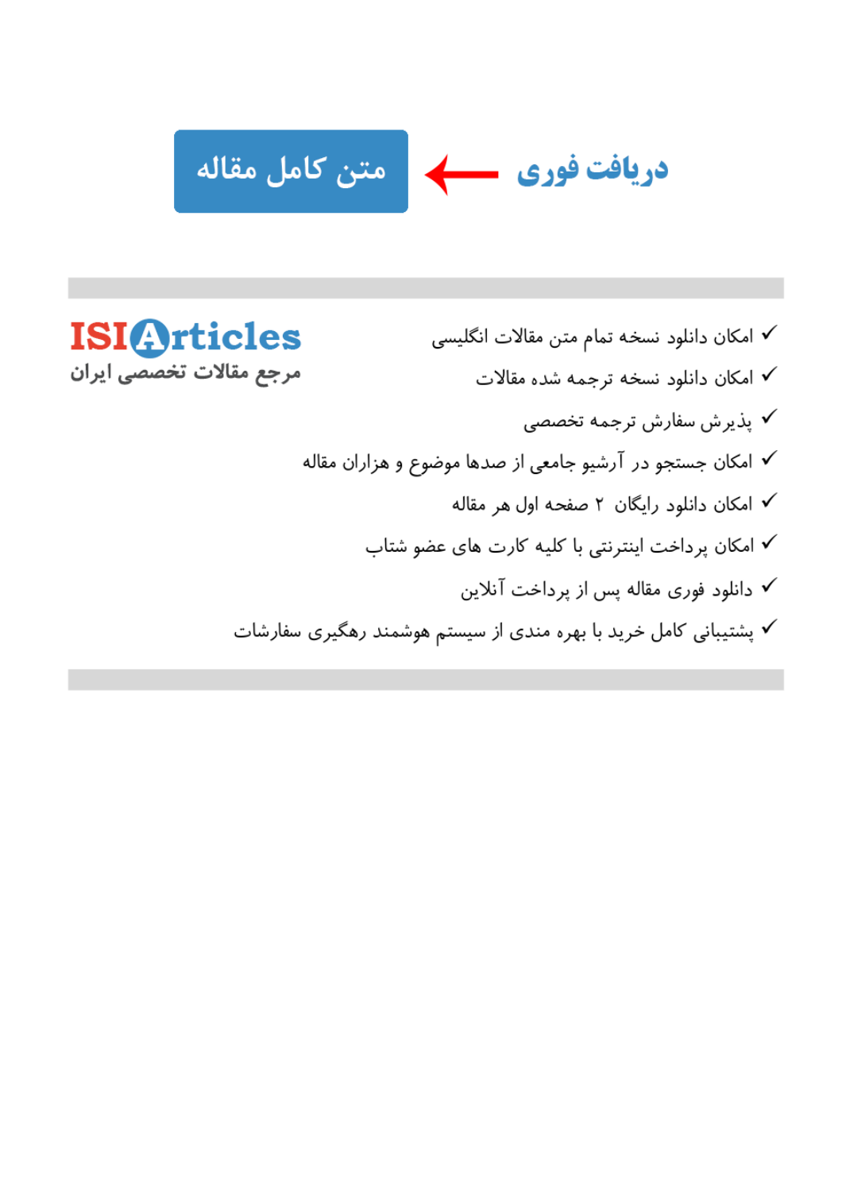دریافت فوری ← متن کامل مقاله

**ISIArticles**
مرجع مقالات تخصصی ایران

- ✓ امکان دانلود نسخه تمام متن مقالات انگلیسی
- ✓ امکان دانلود نسخه ترجمه شده مقالات
- ✓ پذیرش سفارش ترجمه تخصصی
- ✓ امکان جستجو در آرشیو جامعی از صدها موضوع و هزاران مقاله
- ✓ امکان دانلود رایگان ۲ صفحه اول هر مقاله
- ✓ امکان پرداخت اینترنتی با کلیه کارت های عضو شتاب
- ✓ دانلود فوری مقاله پس از پرداخت آنلاین
- ✓ پشتیبانی کامل خرید با بهره مندی از سیستم هوشمند رهگیری سفارشات